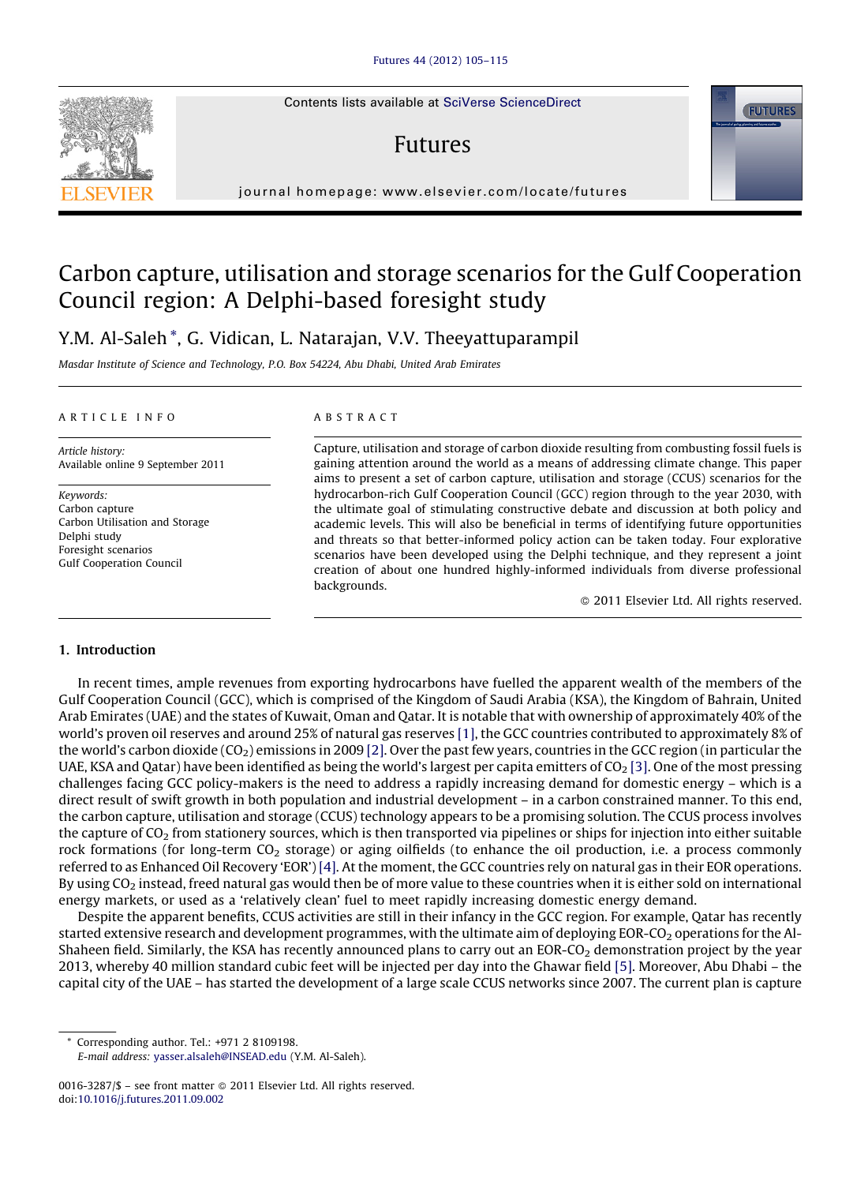Contents lists available at SciVerse ScienceDirect

# Futures

journal homepage: www.elsevier.com/locate/futures

# Carbon capture, utilisation and storage scenarios for the Gulf Cooperation Council region: A Delphi-based foresight study

Y.M. Al-Saleh *, G. Vidican, L. Natarajan, V.V. Theeyattuparampil

*Masdar Institute of Science and Technology, P.O. Box 54224, Abu Dhabi, United Arab Emirates*

## ARTICLE INFO

*Article history:*
Available online 9 September 2011

*Keywords:*
Carbon capture
Carbon Utilisation and Storage
Delphi study
Foresight scenarios
Gulf Cooperation Council

## ABSTRACT

Capture, utilisation and storage of carbon dioxide resulting from combusting fossil fuels is gaining attention around the world as a means of addressing climate change. This paper aims to present a set of carbon capture, utilisation and storage (CCUS) scenarios for the hydrocarbon-rich Gulf Cooperation Council (GCC) region through to the year 2030, with the ultimate goal of stimulating constructive debate and discussion at both policy and academic levels. This will also be beneficial in terms of identifying future opportunities and threats so that better-informed policy action can be taken today. Four explorative scenarios have been developed using the Delphi technique, and they represent a joint creation of about one hundred highly-informed individuals from diverse professional backgrounds.

© 2011 Elsevier Ltd. All rights reserved.

## 1. Introduction

In recent times, ample revenues from exporting hydrocarbons have fuelled the apparent wealth of the members of the Gulf Cooperation Council (GCC), which is comprised of the Kingdom of Saudi Arabia (KSA), the Kingdom of Bahrain, United Arab Emirates (UAE) and the states of Kuwait, Oman and Qatar. It is notable that with ownership of approximately 40% of the world's proven oil reserves and around 25% of natural gas reserves [1], the GCC countries contributed to approximately 8% of the world's carbon dioxide ($CO_2$) emissions in 2009 [2]. Over the past few years, countries in the GCC region (in particular the UAE, KSA and Qatar) have been identified as being the world's largest per capita emitters of $CO_2$ [3]. One of the most pressing challenges facing GCC policy-makers is the need to address a rapidly increasing demand for domestic energy – which is a direct result of swift growth in both population and industrial development – in a carbon constrained manner. To this end, the carbon capture, utilisation and storage (CCUS) technology appears to be a promising solution. The CCUS process involves the capture of $CO_2$ from stationery sources, which is then transported via pipelines or ships for injection into either suitable rock formations (for long-term $CO_2$ storage) or aging oilfields (to enhance the oil production, i.e. a process commonly referred to as Enhanced Oil Recovery 'EOR') [4]. At the moment, the GCC countries rely on natural gas in their EOR operations. By using $CO_2$ instead, freed natural gas would then be of more value to these countries when it is either sold on international energy markets, or used as a 'relatively clean' fuel to meet rapidly increasing domestic energy demand.

Despite the apparent benefits, CCUS activities are still in their infancy in the GCC region. For example, Qatar has recently started extensive research and development programmes, with the ultimate aim of deploying EOR-$CO_2$ operations for the Al-Shaheen field. Similarly, the KSA has recently announced plans to carry out an EOR-$CO_2$ demonstration project by the year 2013, whereby 40 million standard cubic feet will be injected per day into the Ghawar field [5]. Moreover, Abu Dhabi – the capital city of the UAE – has started the development of a large scale CCUS networks since 2007. The current plan is capture

---

* Corresponding author. Tel.: +971 2 8109198.
*E-mail address:* yasser.alsaleh@INSEAD.edu (Y.M. Al-Saleh).

0016-3287/$ – see front matter © 2011 Elsevier Ltd. All rights reserved.
doi:10.1016/j.futures.2011.09.002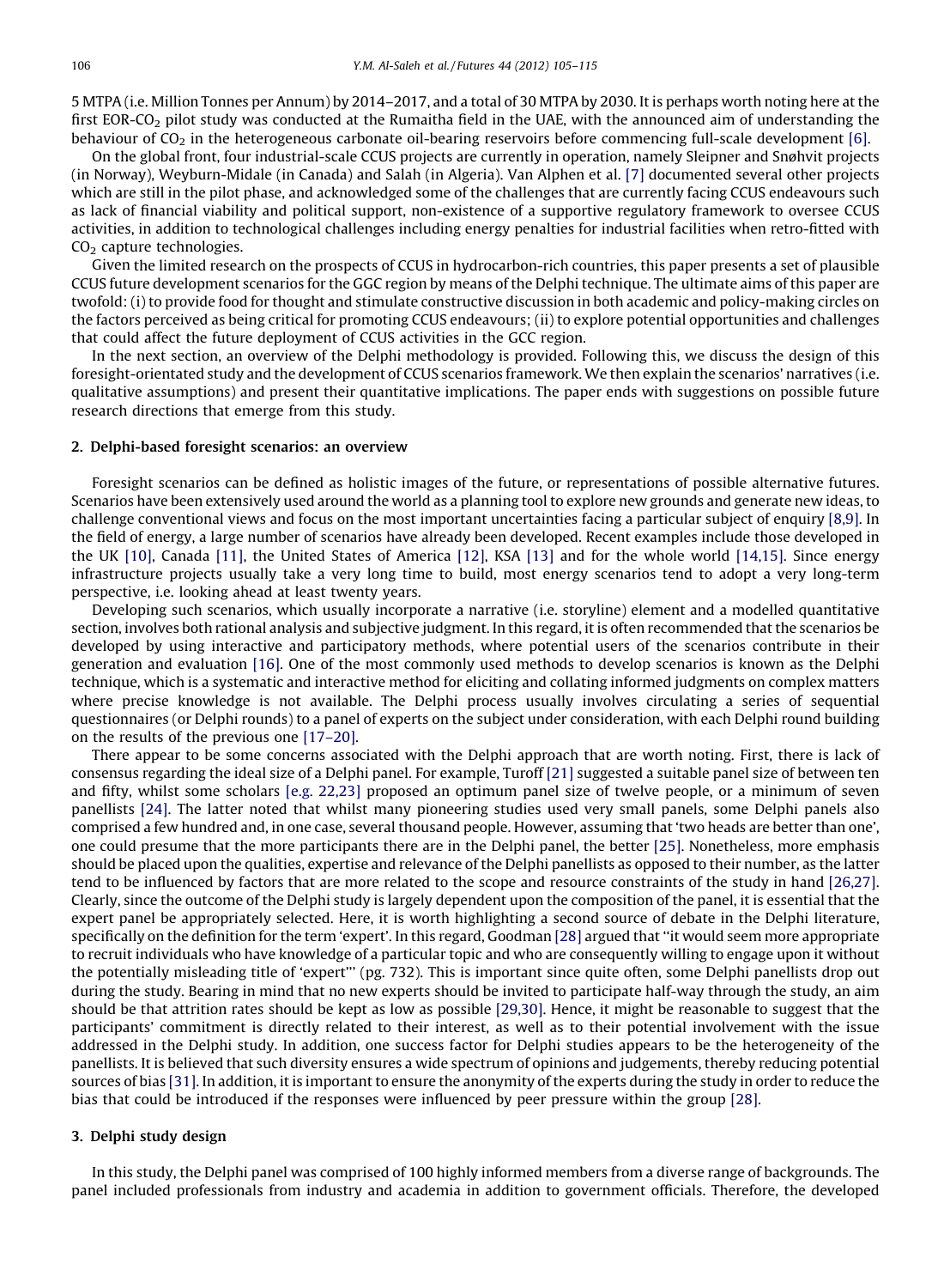5 MTPA (i.e. Million Tonnes per Annum) by 2014–2017, and a total of 30 MTPA by 2030. It is perhaps worth noting here at the first EOR-$CO_2$ pilot study was conducted at the Rumaitha field in the UAE, with the announced aim of understanding the behaviour of $CO_2$ in the heterogeneous carbonate oil-bearing reservoirs before commencing full-scale development [6].

On the global front, four industrial-scale CCUS projects are currently in operation, namely Sleipner and Snøhvit projects (in Norway), Weyburn-Midale (in Canada) and Salah (in Algeria). Van Alphen et al. [7] documented several other projects which are still in the pilot phase, and acknowledged some of the challenges that are currently facing CCUS endeavours such as lack of financial viability and political support, non-existence of a supportive regulatory framework to oversee CCUS activities, in addition to technological challenges including energy penalties for industrial facilities when retro-fitted with $CO_2$ capture technologies.

Given the limited research on the prospects of CCUS in hydrocarbon-rich countries, this paper presents a set of plausible CCUS future development scenarios for the GGC region by means of the Delphi technique. The ultimate aims of this paper are twofold: (i) to provide food for thought and stimulate constructive discussion in both academic and policy-making circles on the factors perceived as being critical for promoting CCUS endeavours; (ii) to explore potential opportunities and challenges that could affect the future deployment of CCUS activities in the GCC region.

In the next section, an overview of the Delphi methodology is provided. Following this, we discuss the design of this foresight-orientated study and the development of CCUS scenarios framework. We then explain the scenarios' narratives (i.e. qualitative assumptions) and present their quantitative implications. The paper ends with suggestions on possible future research directions that emerge from this study.

## 2. Delphi-based foresight scenarios: an overview

Foresight scenarios can be defined as holistic images of the future, or representations of possible alternative futures. Scenarios have been extensively used around the world as a planning tool to explore new grounds and generate new ideas, to challenge conventional views and focus on the most important uncertainties facing a particular subject of enquiry [8,9]. In the field of energy, a large number of scenarios have already been developed. Recent examples include those developed in the UK [10], Canada [11], the United States of America [12], KSA [13] and for the whole world [14,15]. Since energy infrastructure projects usually take a very long time to build, most energy scenarios tend to adopt a very long-term perspective, i.e. looking ahead at least twenty years.

Developing such scenarios, which usually incorporate a narrative (i.e. storyline) element and a modelled quantitative section, involves both rational analysis and subjective judgment. In this regard, it is often recommended that the scenarios be developed by using interactive and participatory methods, where potential users of the scenarios contribute in their generation and evaluation [16]. One of the most commonly used methods to develop scenarios is known as the Delphi technique, which is a systematic and interactive method for eliciting and collating informed judgments on complex matters where precise knowledge is not available. The Delphi process usually involves circulating a series of sequential questionnaires (or Delphi rounds) to a panel of experts on the subject under consideration, with each Delphi round building on the results of the previous one [17–20].

There appear to be some concerns associated with the Delphi approach that are worth noting. First, there is lack of consensus regarding the ideal size of a Delphi panel. For example, Turoff [21] suggested a suitable panel size of between ten and fifty, whilst some scholars [e.g. 22,23] proposed an optimum panel size of twelve people, or a minimum of seven panellists [24]. The latter noted that whilst many pioneering studies used very small panels, some Delphi panels also comprised a few hundred and, in one case, several thousand people. However, assuming that 'two heads are better than one', one could presume that the more participants there are in the Delphi panel, the better [25]. Nonetheless, more emphasis should be placed upon the qualities, expertise and relevance of the Delphi panellists as opposed to their number, as the latter tend to be influenced by factors that are more related to the scope and resource constraints of the study in hand [26,27]. Clearly, since the outcome of the Delphi study is largely dependent upon the composition of the panel, it is essential that the expert panel be appropriately selected. Here, it is worth highlighting a second source of debate in the Delphi literature, specifically on the definition for the term 'expert'. In this regard, Goodman [28] argued that "it would seem more appropriate to recruit individuals who have knowledge of a particular topic and who are consequently willing to engage upon it without the potentially misleading title of 'expert'" (pg. 732). This is important since quite often, some Delphi panellists drop out during the study. Bearing in mind that no new experts should be invited to participate half-way through the study, an aim should be that attrition rates should be kept as low as possible [29,30]. Hence, it might be reasonable to suggest that the participants' commitment is directly related to their interest, as well as to their potential involvement with the issue addressed in the Delphi study. In addition, one success factor for Delphi studies appears to be the heterogeneity of the panellists. It is believed that such diversity ensures a wide spectrum of opinions and judgements, thereby reducing potential sources of bias [31]. In addition, it is important to ensure the anonymity of the experts during the study in order to reduce the bias that could be introduced if the responses were influenced by peer pressure within the group [28].

## 3. Delphi study design

In this study, the Delphi panel was comprised of 100 highly informed members from a diverse range of backgrounds. The panel included professionals from industry and academia in addition to government officials. Therefore, the developed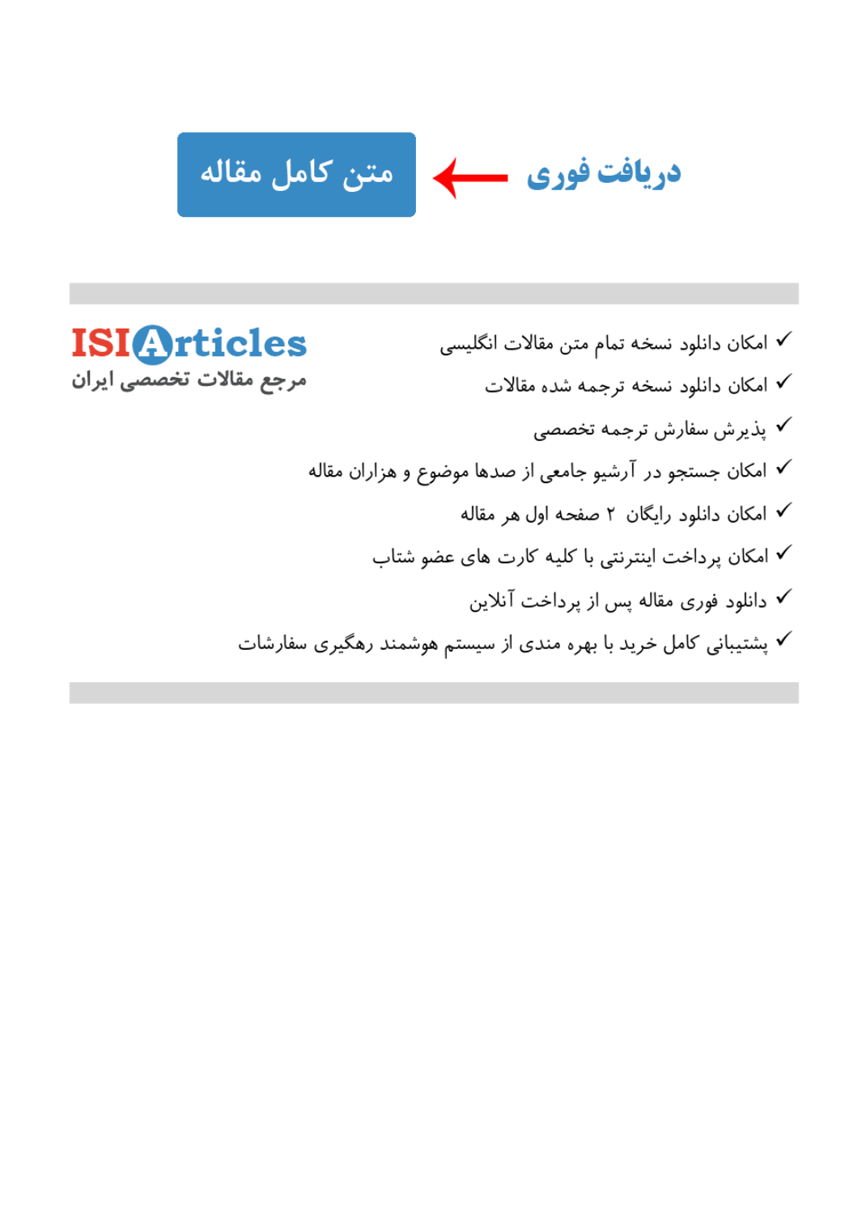دریافت فوری ← **متن کامل مقاله**

**ISIArticles**
مرجع مقالات تخصصی ایران

- ✓ امکان دانلود نسخه تمام متن مقالات انگلیسی
- ✓ امکان دانلود نسخه ترجمه شده مقالات
- ✓ پذیرش سفارش ترجمه تخصصی
- ✓ امکان جستجو در آرشیو جامعی از صدها موضوع و هزاران مقاله
- ✓ امکان دانلود رایگان ۲ صفحه اول هر مقاله
- ✓ امکان پرداخت اینترنتی با کلیه کارت های عضو شتاب
- ✓ دانلود فوری مقاله پس از پرداخت آنلاین
- ✓ پشتیبانی کامل خرید با بهره مندی از سیستم هوشمند رهگیری سفارشات